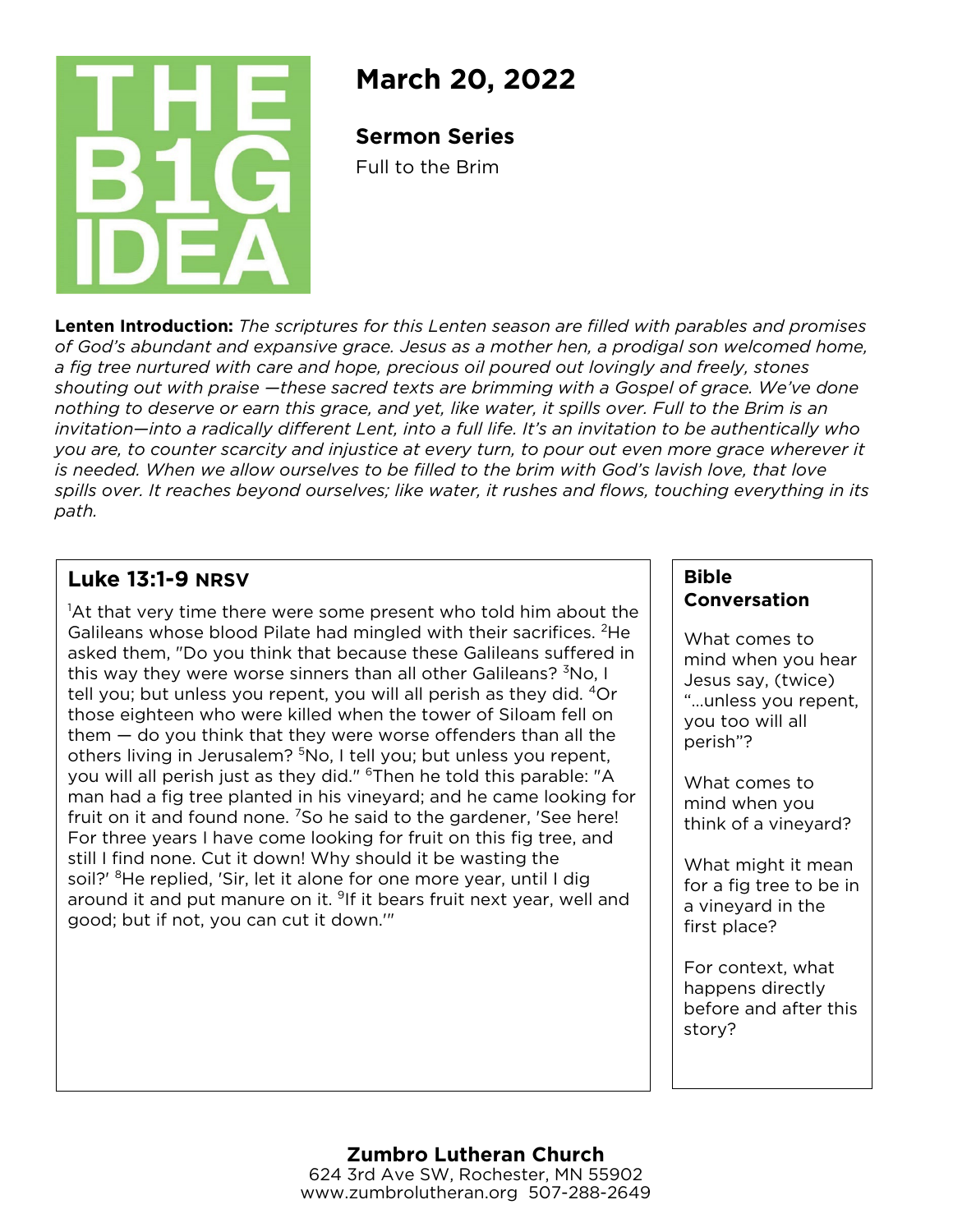THE B1G IDEA

# March 20, 2022

## Sermon Series

Full to the Brim

**Lenten Introduction:** *The scriptures for this Lenten season are filled with parables and promises of God's abundant and expansive grace. Jesus as a mother hen, a prodigal son welcomed home, a fig tree nurtured with care and hope, precious oil poured out lovingly and freely, stones shouting out with praise —these sacred texts are brimming with a Gospel of grace. We've done nothing to deserve or earn this grace, and yet, like water, it spills over. Full to the Brim is an invitation—into a radically different Lent, into a full life. It's an invitation to be authentically who you are, to counter scarcity and injustice at every turn, to pour out even more grace wherever it is needed. When we allow ourselves to be filled to the brim with God's lavish love, that love spills over. It reaches beyond ourselves; like water, it rushes and flows, touching everything in its path.*

### Luke 13:1-9 NRSV

[1]At that very time there were some present who told him about the Galileans whose blood Pilate had mingled with their sacrifices. [2]He asked them, "Do you think that because these Galileans suffered in this way they were worse sinners than all other Galileans? [3]No, I tell you; but unless you repent, you will all perish as they did. [4]Or those eighteen who were killed when the tower of Siloam fell on them — do you think that they were worse offenders than all the others living in Jerusalem? [5]No, I tell you; but unless you repent, you will all perish just as they did." [6]Then he told this parable: "A man had a fig tree planted in his vineyard; and he came looking for fruit on it and found none. [7]So he said to the gardener, 'See here! For three years I have come looking for fruit on this fig tree, and still I find none. Cut it down! Why should it be wasting the soil?' [8]He replied, 'Sir, let it alone for one more year, until I dig around it and put manure on it. [9]If it bears fruit next year, well and good; but if not, you can cut it down.'"

### Bible Conversation

What comes to mind when you hear Jesus say, (twice) "...unless you repent, you too will all perish"?

What comes to mind when you think of a vineyard?

What might it mean for a fig tree to be in a vineyard in the first place?

For context, what happens directly before and after this story?

**Zumbro Lutheran Church**
624 3rd Ave SW, Rochester, MN 55902
www.zumbrolutheran.org 507-288-2649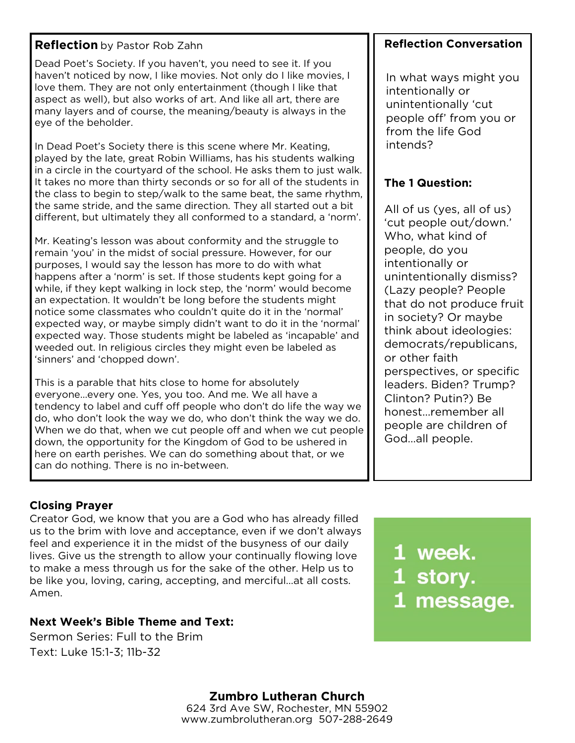## Reflection by Pastor Rob Zahn

Dead Poet's Society. If you haven't, you need to see it. If you haven't noticed by now, I like movies. Not only do I like movies, I love them. They are not only entertainment (though I like that aspect as well), but also works of art. And like all art, there are many layers and of course, the meaning/beauty is always in the eye of the beholder.

In Dead Poet's Society there is this scene where Mr. Keating, played by the late, great Robin Williams, has his students walking in a circle in the courtyard of the school. He asks them to just walk. It takes no more than thirty seconds or so for all of the students in the class to begin to step/walk to the same beat, the same rhythm, the same stride, and the same direction. They all started out a bit different, but ultimately they all conformed to a standard, a 'norm'.

Mr. Keating's lesson was about conformity and the struggle to remain 'you' in the midst of social pressure. However, for our purposes, I would say the lesson has more to do with what happens after a 'norm' is set. If those students kept going for a while, if they kept walking in lock step, the 'norm' would become an expectation. It wouldn't be long before the students might notice some classmates who couldn't quite do it in the 'normal' expected way, or maybe simply didn't want to do it in the 'normal' expected way. Those students might be labeled as 'incapable' and weeded out. In religious circles they might even be labeled as 'sinners' and 'chopped down'.

This is a parable that hits close to home for absolutely everyone…every one. Yes, you too. And me. We all have a tendency to label and cuff off people who don't do life the way we do, who don't look the way we do, who don't think the way we do. When we do that, when we cut people off and when we cut people down, the opportunity for the Kingdom of God to be ushered in here on earth perishes. We can do something about that, or we can do nothing. There is no in-between.

### Reflection Conversation

In what ways might you intentionally or unintentionally 'cut people off' from you or from the life God intends?

### The 1 Question:

All of us (yes, all of us) 'cut people out/down.' Who, what kind of people, do you intentionally or unintentionally dismiss? (Lazy people? People that do not produce fruit in society? Or maybe think about ideologies: democrats/republicans, or other faith perspectives, or specific leaders. Biden? Trump? Clinton? Putin?) Be honest…remember all people are children of God…all people.

### Closing Prayer

Creator God, we know that you are a God who has already filled us to the brim with love and acceptance, even if we don't always feel and experience it in the midst of the busyness of our daily lives. Give us the strength to allow your continually flowing love to make a mess through us for the sake of the other. Help us to be like you, loving, caring, accepting, and merciful…at all costs. Amen.

### Next Week's Bible Theme and Text:

Sermon Series: Full to the Brim
Text: Luke 15:1-3; 11b-32

**1 week.**
**1 story.**
**1 message.**

**Zumbro Lutheran Church**
624 3rd Ave SW, Rochester, MN 55902
www.zumbrolutheran.org 507-288-2649